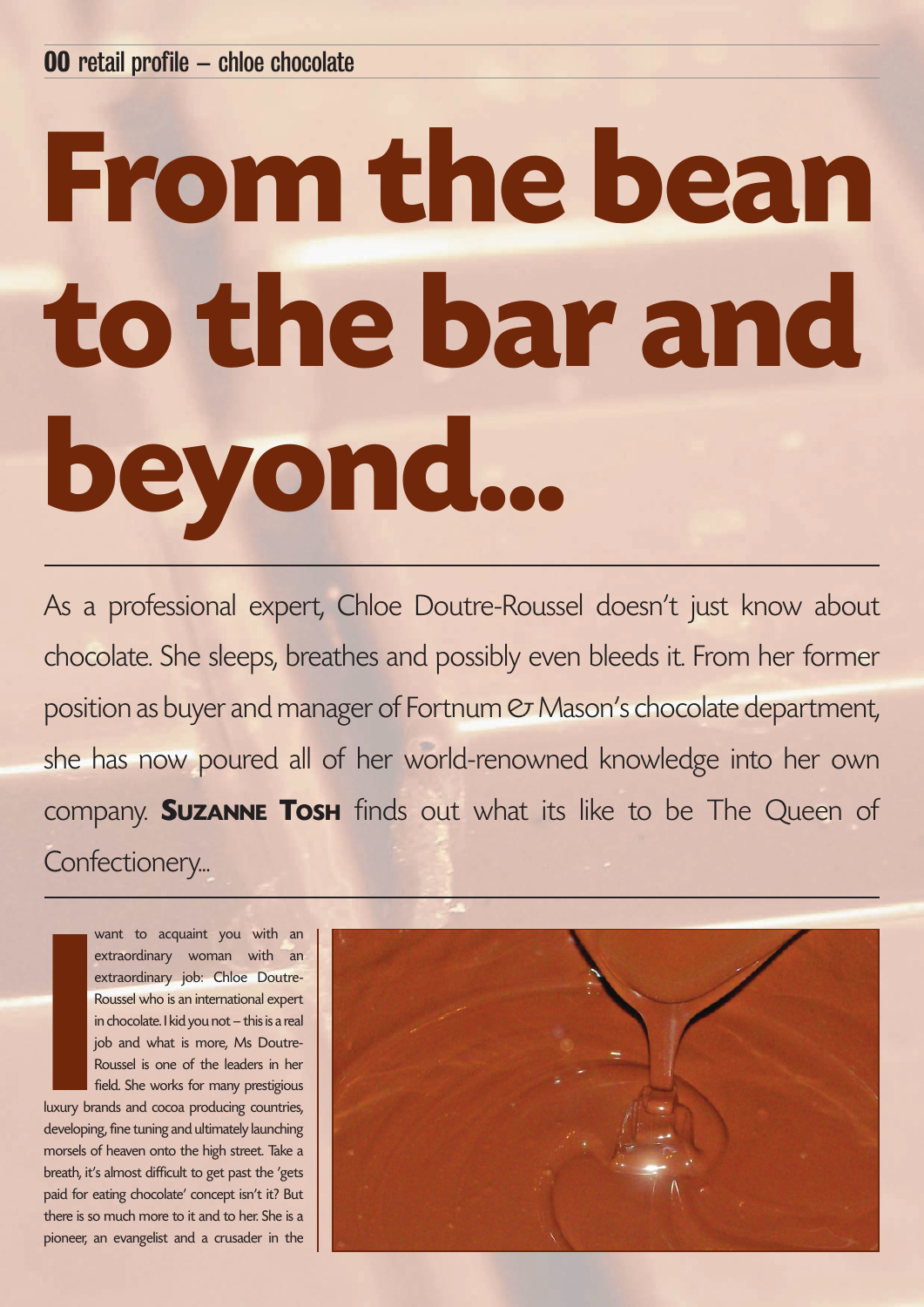# From the bean to the bar and beyond...

As a professional expert, Chloe Doutre-Roussel doesn't just know about chocolate. She sleeps, breathes and possibly even bleeds it. From her former position as buyer and manager of Fortnum & Mason's chocolate department, she has now poured all of her world-renowned knowledge into her own company. **Suzanne Tosh** finds out what its like to be The Queen of Confectionery...

I want to acquaint you with an extraordinary woman with an extraordinary job: Chloe Doutre-Roussel who is an international expert in chocolate. I kid you not – this is a real job and what is more, Ms Doutre-Roussel is one of the leaders in her field. She works for many prestigious luxury brands and cocoa producing countries, developing, fine tuning and ultimately launching morsels of heaven onto the high street. Take a breath, it's almost difficult to get past the 'gets paid for eating chocolate' concept isn't it? But there is so much more to it and to her. She is a pioneer, an evangelist and a crusader in the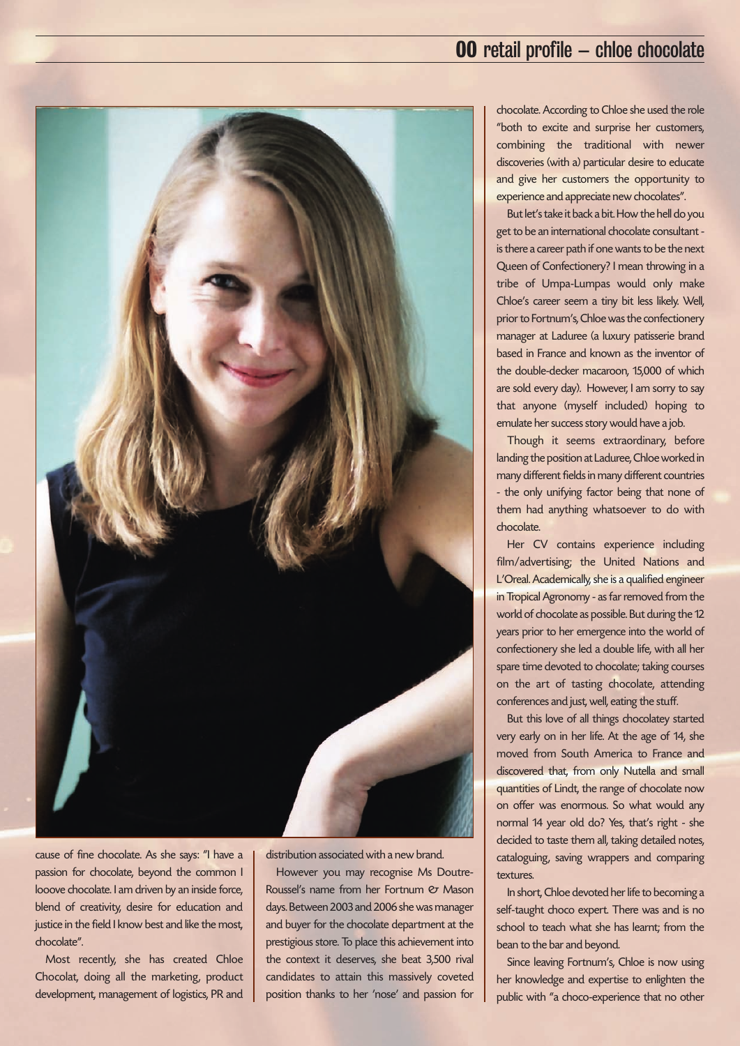cause of fine chocolate. As she says: "I have a passion for chocolate, beyond the common I looove chocolate. I am driven by an inside force, blend of creativity, desire for education and justice in the field I know best and like the most, chocolate".

Most recently, she has created Chloe Chocolat, doing all the marketing, product development, management of logistics, PR and distribution associated with a new brand.

However you may recognise Ms Doutre-Roussel's name from her Fortnum & Mason days. Between 2003 and 2006 she was manager and buyer for the chocolate department at the prestigious store. To place this achievement into the context it deserves, she beat 3,500 rival candidates to attain this massively coveted position thanks to her 'nose' and passion for chocolate. According to Chloe she used the role "both to excite and surprise her customers, combining the traditional with newer discoveries (with a) particular desire to educate and give her customers the opportunity to experience and appreciate new chocolates".

But let's take it back a bit. How the hell do you get to be an international chocolate consultant - is there a career path if one wants to be the next Queen of Confectionery? I mean throwing in a tribe of Umpa-Lumpas would only make Chloe's career seem a tiny bit less likely. Well, prior to Fortnum's, Chloe was the confectionery manager at Laduree (a luxury patisserie brand based in France and known as the inventor of the double-decker macaroon, 15,000 of which are sold every day). However, I am sorry to say that anyone (myself included) hoping to emulate her success story would have a job.

Though it seems extraordinary, before landing the position at Laduree, Chloe worked in many different fields in many different countries - the only unifying factor being that none of them had anything whatsoever to do with chocolate.

Her CV contains experience including film/advertising; the United Nations and L'Oreal. Academically, she is a qualified engineer in Tropical Agronomy - as far removed from the world of chocolate as possible. But during the 12 years prior to her emergence into the world of confectionery she led a double life, with all her spare time devoted to chocolate; taking courses on the art of tasting chocolate, attending conferences and just, well, eating the stuff.

But this love of all things chocolatey started very early on in her life. At the age of 14, she moved from South America to France and discovered that, from only Nutella and small quantities of Lindt, the range of chocolate now on offer was enormous. So what would any normal 14 year old do? Yes, that's right - she decided to taste them all, taking detailed notes, cataloguing, saving wrappers and comparing textures.

In short, Chloe devoted her life to becoming a self-taught choco expert. There was and is no school to teach what she has learnt; from the bean to the bar and beyond.

Since leaving Fortnum's, Chloe is now using her knowledge and expertise to enlighten the public with "a choco-experience that no other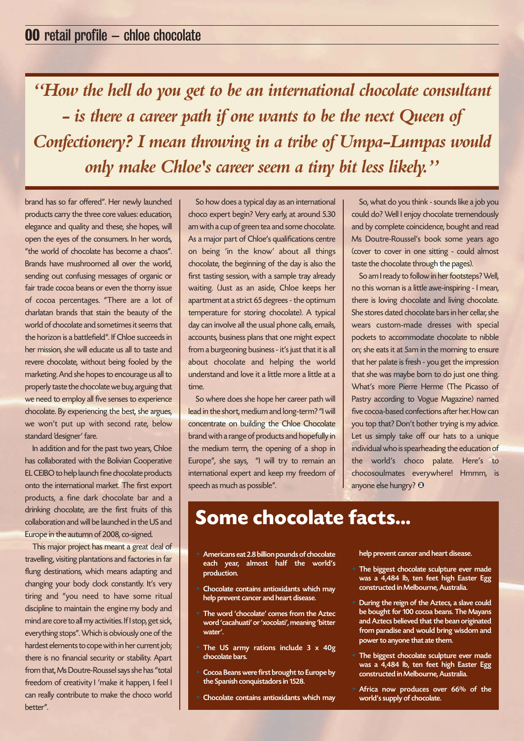*"How the hell do you get to be an international chocolate consultant – is there a career path if one wants to be the next Queen of Confectionery? I mean throwing in a tribe of Umpa-Lumpas would only make Chloe's career seem a tiny bit less likely."*

brand has so far offered". Her newly launched products carry the three core values: education, elegance and quality and these, she hopes, will open the eyes of the consumers. In her words, "the world of chocolate has become a chaos". Brands have mushroomed all over the world, sending out confusing messages of organic or fair trade cocoa beans or even the thorny issue of cocoa percentages. "There are a lot of charlatan brands that stain the beauty of the world of chocolate and sometimes it seems that the horizon is a battlefield". If Chloe succeeds in her mission, she will educate us all to taste and revere chocolate, without being fooled by the marketing. And she hopes to encourage us all to properly taste the chocolate we buy, arguing that we need to employ all five senses to experience chocolate. By experiencing the best, she argues, we won't put up with second rate, below standard 'designer' fare.

In addition and for the past two years, Chloe has collaborated with the Bolivian Cooperative EL CEIBO to help launch fine chocolate products onto the international market. The first export products, a fine dark chocolate bar and a drinking chocolate, are the first fruits of this collaboration and will be launched in the US and Europe in the autumn of 2008, co-signed.

This major project has meant a great deal of travelling, visiting plantations and factories in far flung destinations, which means adapting and changing your body clock constantly. It's very tiring and "you need to have some ritual discipline to maintain the engine my body and mind are core to all my activities. If I stop, get sick, everything stops". Which is obviously one of the hardest elements to cope with in her current job; there is no financial security or stability. Apart from that, Ms Doutre-Roussel says she has "total freedom of creativity I 'make it happen, I feel I can really contribute to make the choco world better".

So how does a typical day as an international choco expert begin? Very early, at around 5.30 am with a cup of green tea and some chocolate. As a major part of Chloe's qualifications centre on being 'in the know' about all things chocolate, the beginning of the day is also the first tasting session, with a sample tray already waiting. (Just as an aside, Chloe keeps her apartment at a strict 65 degrees - the optimum temperature for storing chocolate). A typical day can involve all the usual phone calls, emails, accounts, business plans that one might expect from a burgeoning business - it's just that it is all about chocolate and helping the world understand and love it a little more a little at a time.

So where does she hope her career path will lead in the short, medium and long-term? "I will concentrate on building the Chloe Chocolate brand with a range of products and hopefully in the medium term, the opening of a shop in Europe", she says, "I will try to remain an international expert and keep my freedom of speech as much as possible".

So, what do you think - sounds like a job you could do? Well I enjoy chocolate tremendously and by complete coincidence, bought and read Ms Doutre-Roussel's book some years ago (cover to cover in one sitting - could almost taste the chocolate through the pages).

So am I ready to follow in her footsteps? Well, no this woman is a little awe-inspiring - I mean, there is loving chocolate and living chocolate. She stores dated chocolate bars in her cellar, she wears custom-made dresses with special pockets to accommodate chocolate to nibble on; she eats it at 5am in the morning to ensure that her palate is fresh - you get the impression that she was maybe born to do just one thing. What's more Pierre Herme (The Picasso of Pastry according to Vogue Magazine) named five cocoa-based confections after her. How can you top that? Don't bother trying is my advice. Let us simply take off our hats to a unique individual who is spearheading the education of the world's choco palate. Here's to chocosoulmates everywhere! Hmmm, is anyone else hungry?

## Some chocolate facts...

- Americans eat 2.8 billion pounds of chocolate each year, almost half the world's production.
- Chocolate contains antioxidants which may help prevent cancer and heart disease.
- The word 'chocolate' comes from the Aztec word 'cacahuati' or 'xocolati', meaning 'bitter water'.
- The US army rations include 3 x 40g chocolate bars.
- Cocoa Beans were first brought to Europe by the Spanish conquistadors in 1528.
- Chocolate contains antioxidants which may help prevent cancer and heart disease.
- The biggest chocolate sculpture ever made was a 4,484 lb, ten feet high Easter Egg constructed in Melbourne, Australia.
- During the reign of the Aztecs, a slave could be bought for 100 cocoa beans. The Mayans and Aztecs believed that the bean originated from paradise and would bring wisdom and power to anyone that ate them.
- The biggest chocolate sculpture ever made was a 4,484 lb, ten feet high Easter Egg constructed in Melbourne, Australia.
- Africa now produces over 66% of the world's supply of chocolate.